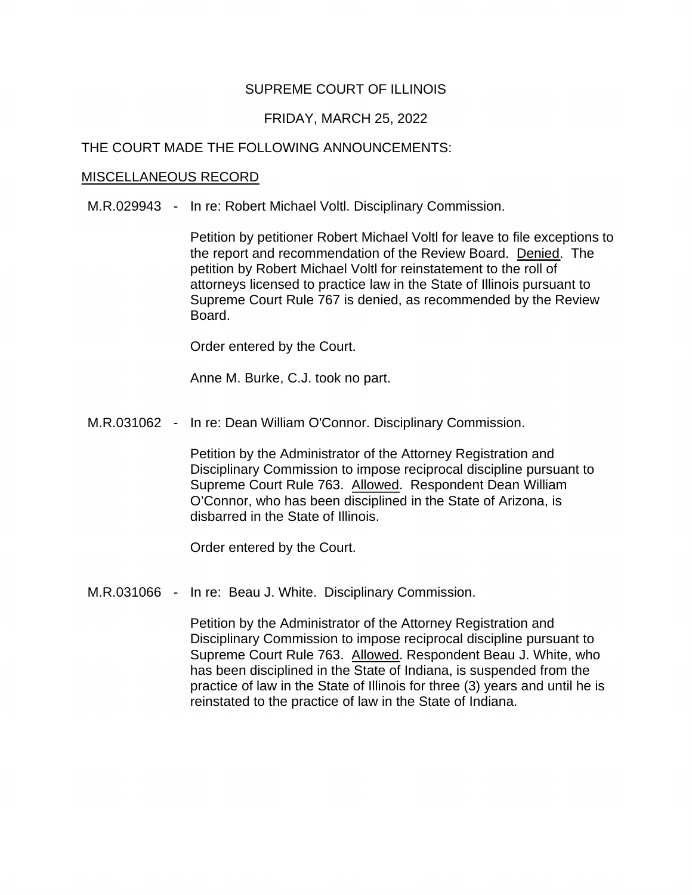SUPREME COURT OF ILLINOIS

FRIDAY, MARCH 25, 2022

THE COURT MADE THE FOLLOWING ANNOUNCEMENTS:

<u>MISCELLANEOUS RECORD</u>

M.R.029943 - In re: Robert Michael Voltl. Disciplinary Commission.

Petition by petitioner Robert Michael Voltl for leave to file exceptions to the report and recommendation of the Review Board. <u>Denied</u>. The petition by Robert Michael Voltl for reinstatement to the roll of attorneys licensed to practice law in the State of Illinois pursuant to Supreme Court Rule 767 is denied, as recommended by the Review Board.

Order entered by the Court.

Anne M. Burke, C.J. took no part.

M.R.031062 - In re: Dean William O'Connor. Disciplinary Commission.

Petition by the Administrator of the Attorney Registration and Disciplinary Commission to impose reciprocal discipline pursuant to Supreme Court Rule 763. <u>Allowed</u>. Respondent Dean William O'Connor, who has been disciplined in the State of Arizona, is disbarred in the State of Illinois.

Order entered by the Court.

M.R.031066 - In re: Beau J. White. Disciplinary Commission.

Petition by the Administrator of the Attorney Registration and Disciplinary Commission to impose reciprocal discipline pursuant to Supreme Court Rule 763. <u>Allowed</u>. Respondent Beau J. White, who has been disciplined in the State of Indiana, is suspended from the practice of law in the State of Illinois for three (3) years and until he is reinstated to the practice of law in the State of Indiana.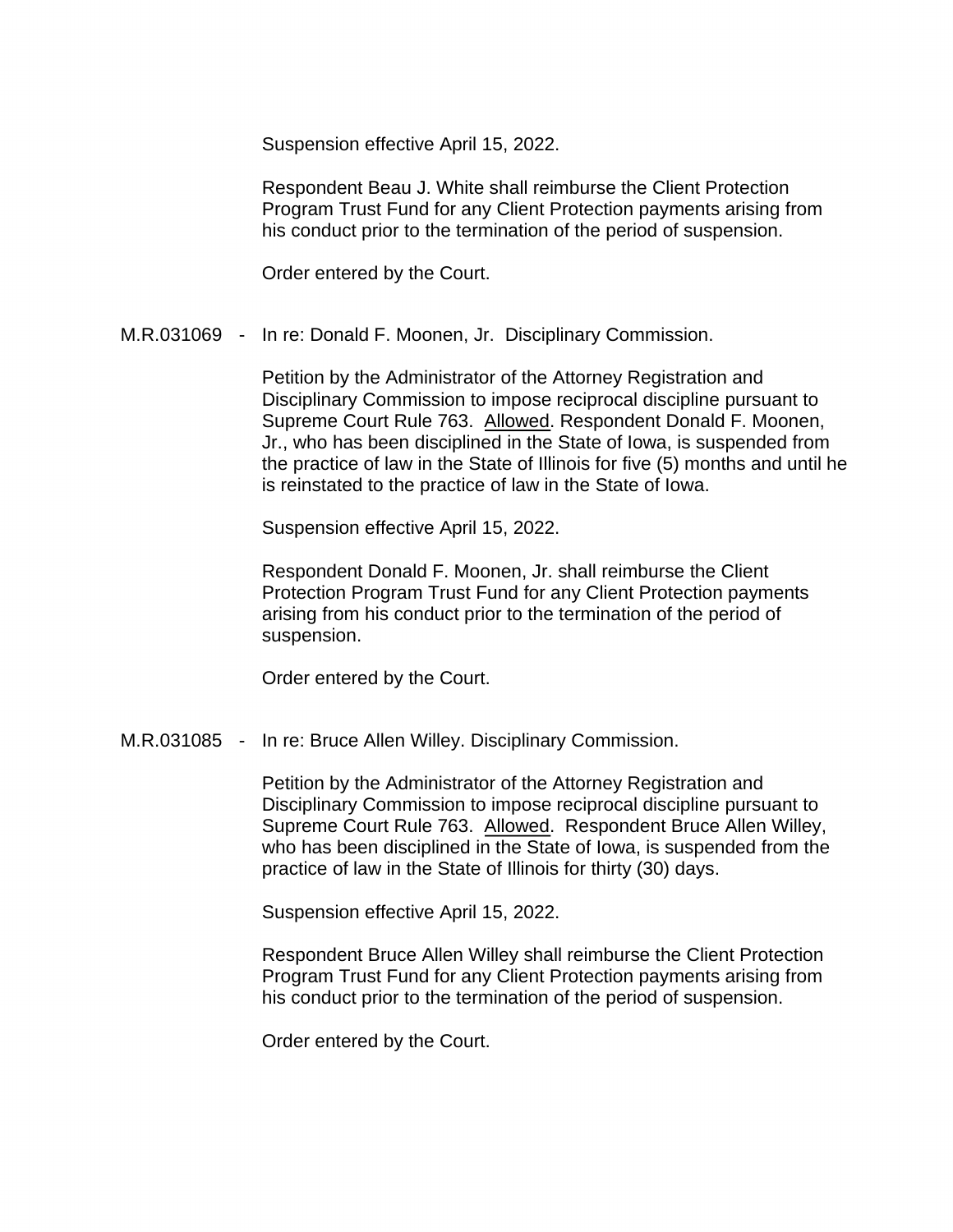Suspension effective April 15, 2022.

Respondent Beau J. White shall reimburse the Client Protection Program Trust Fund for any Client Protection payments arising from his conduct prior to the termination of the period of suspension.

Order entered by the Court.

M.R.031069 - In re: Donald F. Moonen, Jr. Disciplinary Commission.

Petition by the Administrator of the Attorney Registration and Disciplinary Commission to impose reciprocal discipline pursuant to Supreme Court Rule 763. Allowed. Respondent Donald F. Moonen, Jr., who has been disciplined in the State of Iowa, is suspended from the practice of law in the State of Illinois for five (5) months and until he is reinstated to the practice of law in the State of Iowa.

Suspension effective April 15, 2022.

Respondent Donald F. Moonen, Jr. shall reimburse the Client Protection Program Trust Fund for any Client Protection payments arising from his conduct prior to the termination of the period of suspension.

Order entered by the Court.

M.R.031085 - In re: Bruce Allen Willey. Disciplinary Commission.

Petition by the Administrator of the Attorney Registration and Disciplinary Commission to impose reciprocal discipline pursuant to Supreme Court Rule 763. Allowed. Respondent Bruce Allen Willey, who has been disciplined in the State of Iowa, is suspended from the practice of law in the State of Illinois for thirty (30) days.

Suspension effective April 15, 2022.

Respondent Bruce Allen Willey shall reimburse the Client Protection Program Trust Fund for any Client Protection payments arising from his conduct prior to the termination of the period of suspension.

Order entered by the Court.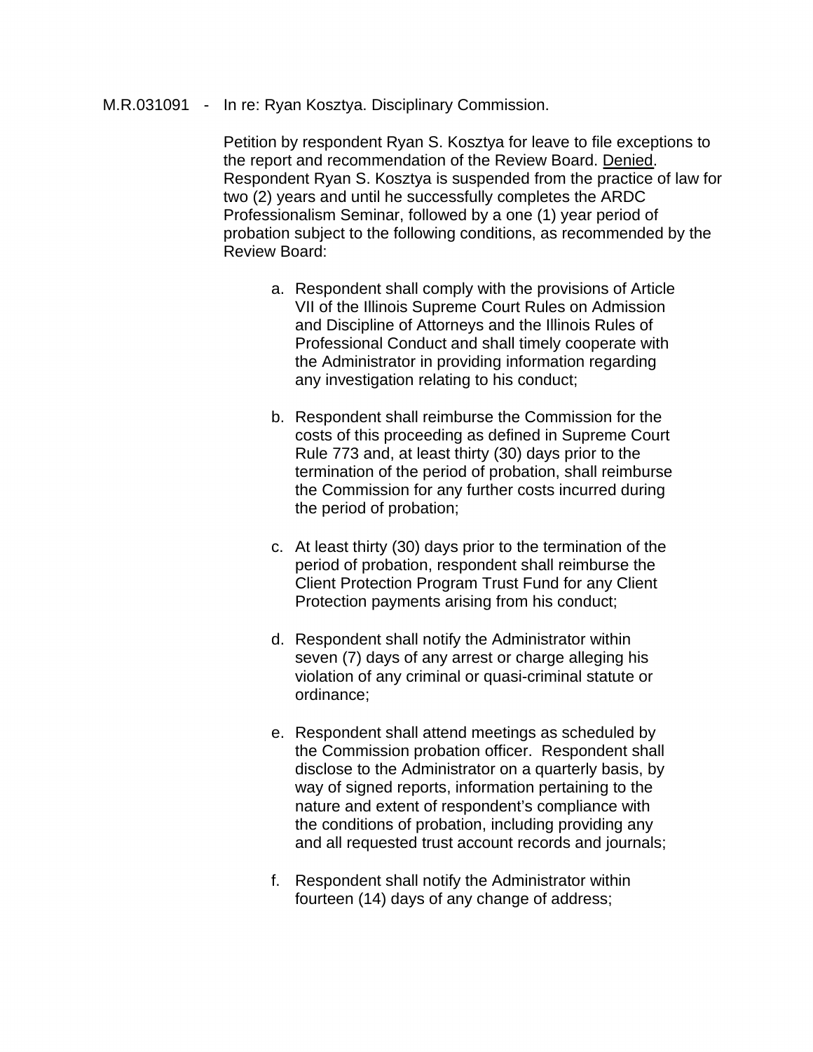M.R.031091 - In re: Ryan Kosztya. Disciplinary Commission.

Petition by respondent Ryan S. Kosztya for leave to file exceptions to the report and recommendation of the Review Board. Denied. Respondent Ryan S. Kosztya is suspended from the practice of law for two (2) years and until he successfully completes the ARDC Professionalism Seminar, followed by a one (1) year period of probation subject to the following conditions, as recommended by the Review Board:

a. Respondent shall comply with the provisions of Article VII of the Illinois Supreme Court Rules on Admission and Discipline of Attorneys and the Illinois Rules of Professional Conduct and shall timely cooperate with the Administrator in providing information regarding any investigation relating to his conduct;

b. Respondent shall reimburse the Commission for the costs of this proceeding as defined in Supreme Court Rule 773 and, at least thirty (30) days prior to the termination of the period of probation, shall reimburse the Commission for any further costs incurred during the period of probation;

c. At least thirty (30) days prior to the termination of the period of probation, respondent shall reimburse the Client Protection Program Trust Fund for any Client Protection payments arising from his conduct;

d. Respondent shall notify the Administrator within seven (7) days of any arrest or charge alleging his violation of any criminal or quasi-criminal statute or ordinance;

e. Respondent shall attend meetings as scheduled by the Commission probation officer. Respondent shall disclose to the Administrator on a quarterly basis, by way of signed reports, information pertaining to the nature and extent of respondent's compliance with the conditions of probation, including providing any and all requested trust account records and journals;

f. Respondent shall notify the Administrator within fourteen (14) days of any change of address;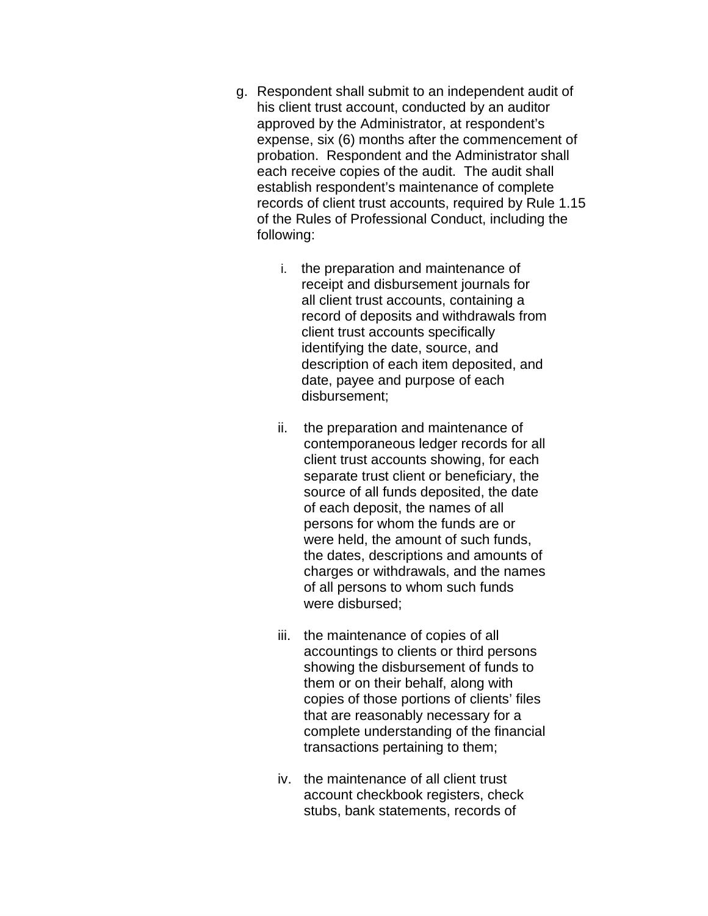g. Respondent shall submit to an independent audit of his client trust account, conducted by an auditor approved by the Administrator, at respondent's expense, six (6) months after the commencement of probation. Respondent and the Administrator shall each receive copies of the audit. The audit shall establish respondent's maintenance of complete records of client trust accounts, required by Rule 1.15 of the Rules of Professional Conduct, including the following:

   i. the preparation and maintenance of receipt and disbursement journals for all client trust accounts, containing a record of deposits and withdrawals from client trust accounts specifically identifying the date, source, and description of each item deposited, and date, payee and purpose of each disbursement;

   ii. the preparation and maintenance of contemporaneous ledger records for all client trust accounts showing, for each separate trust client or beneficiary, the source of all funds deposited, the date of each deposit, the names of all persons for whom the funds are or were held, the amount of such funds, the dates, descriptions and amounts of charges or withdrawals, and the names of all persons to whom such funds were disbursed;

   iii. the maintenance of copies of all accountings to clients or third persons showing the disbursement of funds to them or on their behalf, along with copies of those portions of clients' files that are reasonably necessary for a complete understanding of the financial transactions pertaining to them;

   iv. the maintenance of all client trust account checkbook registers, check stubs, bank statements, records of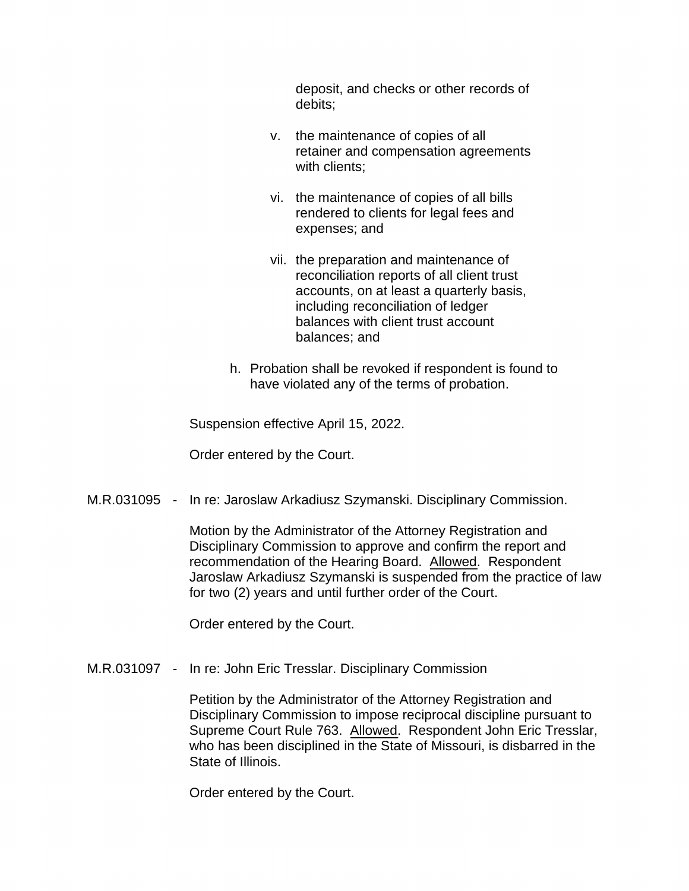deposit, and checks or other records of debits;

v. the maintenance of copies of all retainer and compensation agreements with clients;

vi. the maintenance of copies of all bills rendered to clients for legal fees and expenses; and

vii. the preparation and maintenance of reconciliation reports of all client trust accounts, on at least a quarterly basis, including reconciliation of ledger balances with client trust account balances; and

h. Probation shall be revoked if respondent is found to have violated any of the terms of probation.

Suspension effective April 15, 2022.

Order entered by the Court.

M.R.031095 - In re: Jaroslaw Arkadiusz Szymanski. Disciplinary Commission.

Motion by the Administrator of the Attorney Registration and Disciplinary Commission to approve and confirm the report and recommendation of the Hearing Board. Allowed. Respondent Jaroslaw Arkadiusz Szymanski is suspended from the practice of law for two (2) years and until further order of the Court.

Order entered by the Court.

M.R.031097 - In re: John Eric Tresslar. Disciplinary Commission

Petition by the Administrator of the Attorney Registration and Disciplinary Commission to impose reciprocal discipline pursuant to Supreme Court Rule 763. Allowed. Respondent John Eric Tresslar, who has been disciplined in the State of Missouri, is disbarred in the State of Illinois.

Order entered by the Court.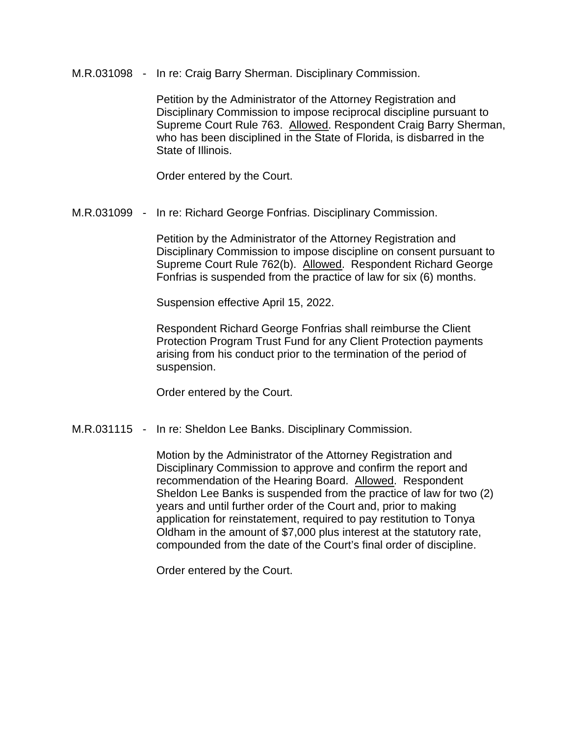M.R.031098 - In re: Craig Barry Sherman. Disciplinary Commission.

Petition by the Administrator of the Attorney Registration and Disciplinary Commission to impose reciprocal discipline pursuant to Supreme Court Rule 763. <u>Allowed</u>. Respondent Craig Barry Sherman, who has been disciplined in the State of Florida, is disbarred in the State of Illinois.

Order entered by the Court.

M.R.031099 - In re: Richard George Fonfrias. Disciplinary Commission.

Petition by the Administrator of the Attorney Registration and Disciplinary Commission to impose discipline on consent pursuant to Supreme Court Rule 762(b). <u>Allowed</u>. Respondent Richard George Fonfrias is suspended from the practice of law for six (6) months.

Suspension effective April 15, 2022.

Respondent Richard George Fonfrias shall reimburse the Client Protection Program Trust Fund for any Client Protection payments arising from his conduct prior to the termination of the period of suspension.

Order entered by the Court.

M.R.031115 - In re: Sheldon Lee Banks. Disciplinary Commission.

Motion by the Administrator of the Attorney Registration and Disciplinary Commission to approve and confirm the report and recommendation of the Hearing Board. <u>Allowed</u>. Respondent Sheldon Lee Banks is suspended from the practice of law for two (2) years and until further order of the Court and, prior to making application for reinstatement, required to pay restitution to Tonya Oldham in the amount of $7,000 plus interest at the statutory rate, compounded from the date of the Court's final order of discipline.

Order entered by the Court.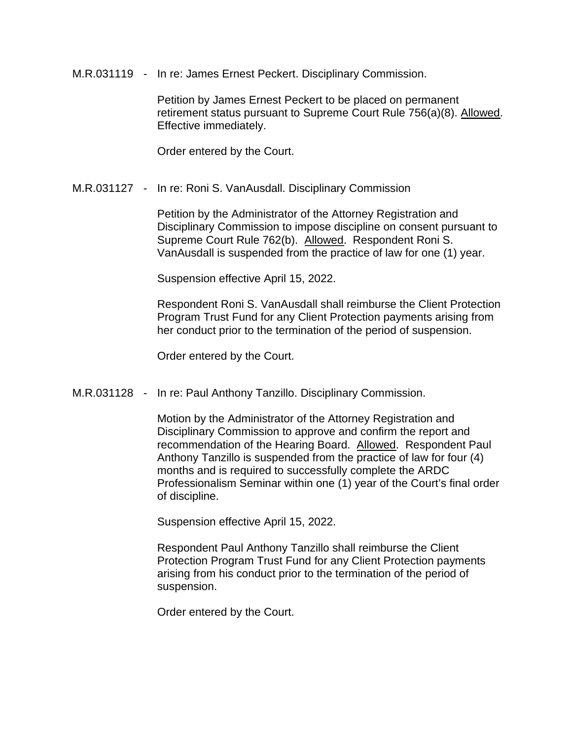M.R.031119 - In re: James Ernest Peckert. Disciplinary Commission.

Petition by James Ernest Peckert to be placed on permanent retirement status pursuant to Supreme Court Rule 756(a)(8). Allowed. Effective immediately.

Order entered by the Court.

M.R.031127 - In re: Roni S. VanAusdall. Disciplinary Commission

Petition by the Administrator of the Attorney Registration and Disciplinary Commission to impose discipline on consent pursuant to Supreme Court Rule 762(b). Allowed. Respondent Roni S. VanAusdall is suspended from the practice of law for one (1) year.

Suspension effective April 15, 2022.

Respondent Roni S. VanAusdall shall reimburse the Client Protection Program Trust Fund for any Client Protection payments arising from her conduct prior to the termination of the period of suspension.

Order entered by the Court.

M.R.031128 - In re: Paul Anthony Tanzillo. Disciplinary Commission.

Motion by the Administrator of the Attorney Registration and Disciplinary Commission to approve and confirm the report and recommendation of the Hearing Board. Allowed. Respondent Paul Anthony Tanzillo is suspended from the practice of law for four (4) months and is required to successfully complete the ARDC Professionalism Seminar within one (1) year of the Court's final order of discipline.

Suspension effective April 15, 2022.

Respondent Paul Anthony Tanzillo shall reimburse the Client Protection Program Trust Fund for any Client Protection payments arising from his conduct prior to the termination of the period of suspension.

Order entered by the Court.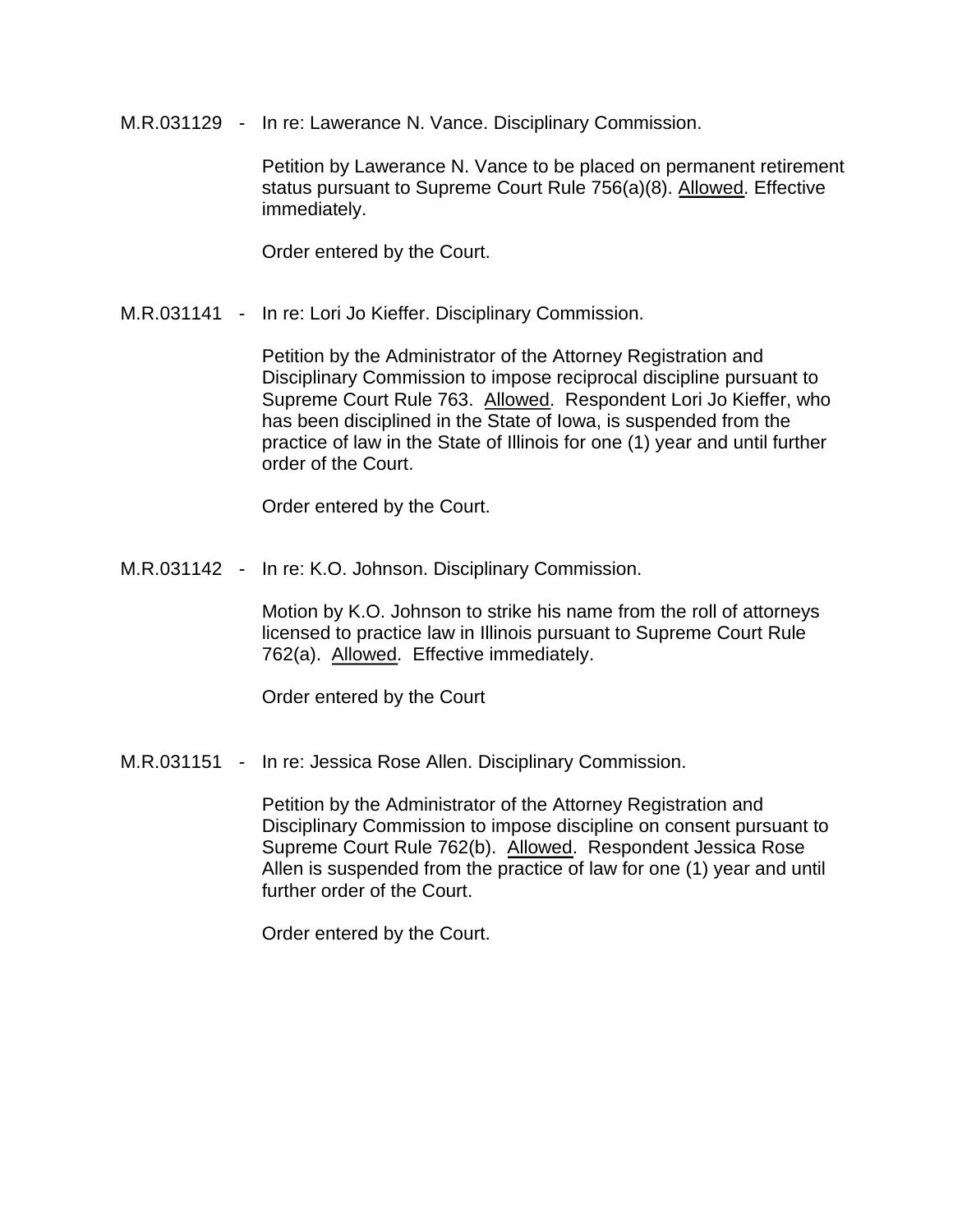M.R.031129 - In re: Lawerance N. Vance. Disciplinary Commission.

Petition by Lawerance N. Vance to be placed on permanent retirement status pursuant to Supreme Court Rule 756(a)(8). Allowed. Effective immediately.

Order entered by the Court.

M.R.031141 - In re: Lori Jo Kieffer. Disciplinary Commission.

Petition by the Administrator of the Attorney Registration and Disciplinary Commission to impose reciprocal discipline pursuant to Supreme Court Rule 763. Allowed. Respondent Lori Jo Kieffer, who has been disciplined in the State of Iowa, is suspended from the practice of law in the State of Illinois for one (1) year and until further order of the Court.

Order entered by the Court.

M.R.031142 - In re: K.O. Johnson. Disciplinary Commission.

Motion by K.O. Johnson to strike his name from the roll of attorneys licensed to practice law in Illinois pursuant to Supreme Court Rule 762(a). Allowed. Effective immediately.

Order entered by the Court

M.R.031151 - In re: Jessica Rose Allen. Disciplinary Commission.

Petition by the Administrator of the Attorney Registration and Disciplinary Commission to impose discipline on consent pursuant to Supreme Court Rule 762(b). Allowed. Respondent Jessica Rose Allen is suspended from the practice of law for one (1) year and until further order of the Court.

Order entered by the Court.